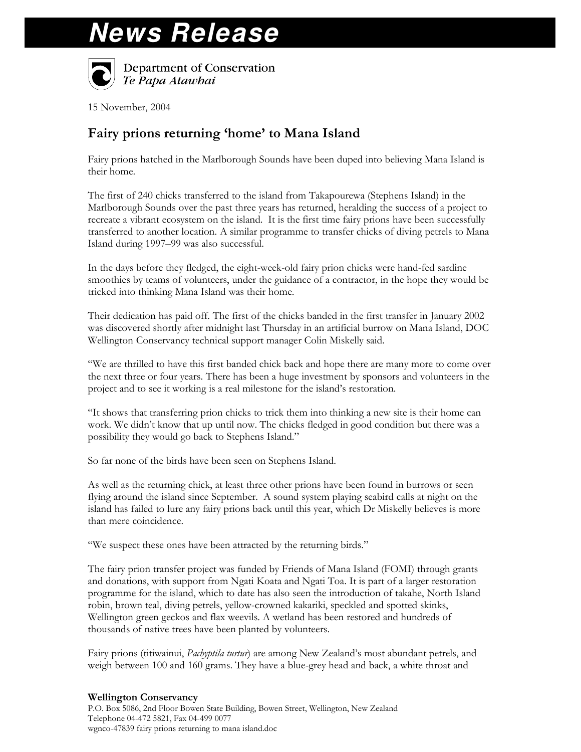# News Release

Department of Conservation
*Te Papa Atawhai*

15 November, 2004

## Fairy prions returning 'home' to Mana Island

Fairy prions hatched in the Marlborough Sounds have been duped into believing Mana Island is their home.

The first of 240 chicks transferred to the island from Takapourewa (Stephens Island) in the Marlborough Sounds over the past three years has returned, heralding the success of a project to recreate a vibrant ecosystem on the island. It is the first time fairy prions have been successfully transferred to another location. A similar programme to transfer chicks of diving petrels to Mana Island during 1997–99 was also successful.

In the days before they fledged, the eight-week-old fairy prion chicks were hand-fed sardine smoothies by teams of volunteers, under the guidance of a contractor, in the hope they would be tricked into thinking Mana Island was their home.

Their dedication has paid off. The first of the chicks banded in the first transfer in January 2002 was discovered shortly after midnight last Thursday in an artificial burrow on Mana Island, DOC Wellington Conservancy technical support manager Colin Miskelly said.

"We are thrilled to have this first banded chick back and hope there are many more to come over the next three or four years. There has been a huge investment by sponsors and volunteers in the project and to see it working is a real milestone for the island's restoration.

"It shows that transferring prion chicks to trick them into thinking a new site is their home can work. We didn't know that up until now. The chicks fledged in good condition but there was a possibility they would go back to Stephens Island."

So far none of the birds have been seen on Stephens Island.

As well as the returning chick, at least three other prions have been found in burrows or seen flying around the island since September. A sound system playing seabird calls at night on the island has failed to lure any fairy prions back until this year, which Dr Miskelly believes is more than mere coincidence.

"We suspect these ones have been attracted by the returning birds."

The fairy prion transfer project was funded by Friends of Mana Island (FOMI) through grants and donations, with support from Ngati Koata and Ngati Toa. It is part of a larger restoration programme for the island, which to date has also seen the introduction of takahe, North Island robin, brown teal, diving petrels, yellow-crowned kakariki, speckled and spotted skinks, Wellington green geckos and flax weevils. A wetland has been restored and hundreds of thousands of native trees have been planted by volunteers.

Fairy prions (titiwainui, *Pachyptila turtur*) are among New Zealand's most abundant petrels, and weigh between 100 and 160 grams. They have a blue-grey head and back, a white throat and

**Wellington Conservancy**
P.O. Box 5086, 2nd Floor Bowen State Building, Bowen Street, Wellington, New Zealand
Telephone 04-472 5821, Fax 04-499 0077
wgnco-47839 fairy prions returning to mana island.doc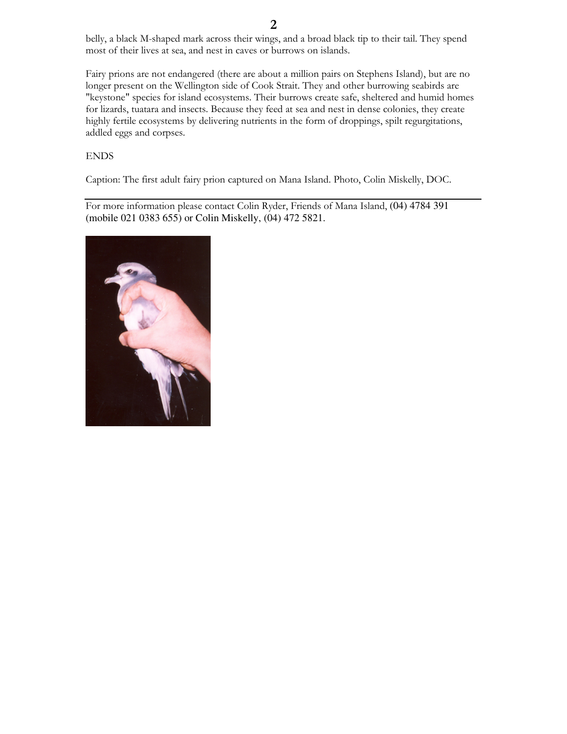belly, a black M-shaped mark across their wings, and a broad black tip to their tail. They spend most of their lives at sea, and nest in caves or burrows on islands.

Fairy prions are not endangered (there are about a million pairs on Stephens Island), but are no longer present on the Wellington side of Cook Strait. They and other burrowing seabirds are "keystone" species for island ecosystems. Their burrows create safe, sheltered and humid homes for lizards, tuatara and insects. Because they feed at sea and nest in dense colonies, they create highly fertile ecosystems by delivering nutrients in the form of droppings, spilt regurgitations, addled eggs and corpses.

ENDS

Caption: The first adult fairy prion captured on Mana Island. Photo, Colin Miskelly, DOC.

---

For more information please contact Colin Ryder, Friends of Mana Island, (04) 4784 391 (mobile 021 0383 655) or Colin Miskelly, (04) 472 5821.